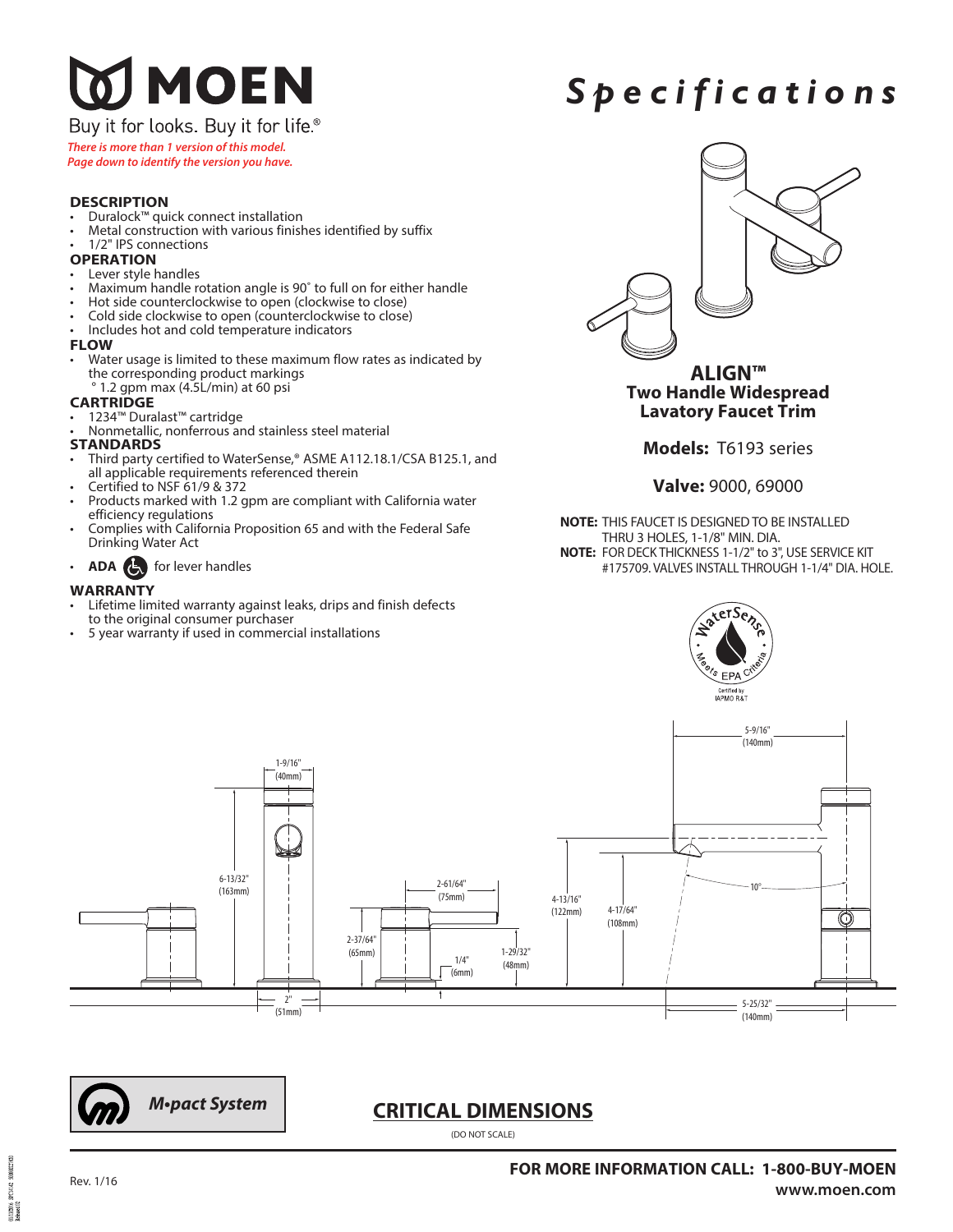# MOEN

Buy it for looks. Buy it for life.®

*There is more than 1 version of this model. Page down to identify the version you have.*

# Specifications

### DESCRIPTION

- Duralock™ quick connect installation
- Metal construction with various finishes identified by suffix
- 1/2" IPS connections

### OPERATION

- Lever style handles
- Maximum handle rotation angle is 90˚ to full on for either handle
- Hot side counterclockwise to open (clockwise to close)
- Cold side clockwise to open (counterclockwise to close)
- Includes hot and cold temperature indicators

### FLOW

- Water usage is limited to these maximum flow rates as indicated by the corresponding product markings
  ° 1.2 gpm max (4.5L/min) at 60 psi

### CARTRIDGE

- 1234™ Duralast™ cartridge
- Nonmetallic, nonferrous and stainless steel material

### STANDARDS

- Third party certified to WaterSense,® ASME A112.18.1/CSA B125.1, and all applicable requirements referenced therein
- Certified to NSF 61/9 & 372
- Products marked with 1.2 gpm are compliant with California water efficiency regulations
- Complies with California Proposition 65 and with the Federal Safe Drinking Water Act
- **ADA** for lever handles

### WARRANTY

- Lifetime limited warranty against leaks, drips and finish defects to the original consumer purchaser
- 5 year warranty if used in commercial installations

## ALIGN™
## Two Handle Widespread Lavatory Faucet Trim

**Models:** T6193 series

**Valve:** 9000, 69000

**NOTE:** THIS FAUCET IS DESIGNED TO BE INSTALLED THRU 3 HOLES, 1-1/8" MIN. DIA.

**NOTE:** FOR DECK THICKNESS 1-1/2" to 3", USE SERVICE KIT #175709. VALVES INSTALL THROUGH 1-1/4" DIA. HOLE.

WaterSense Meets EPA Criteria
Certified by IAPMO R&T

1-9/16" (40mm)
6-13/32" (163mm)
2" (51mm)
2-61/64" (75mm)
2-37/64" (65mm)
1/4" (6mm)
1-29/32" (48mm)
4-13/16" (122mm)
4-17/64" (108mm)
5-9/16" (140mm)
10°
5-25/32" (140mm)

M•pact System

## CRITICAL DIMENSIONS

(DO NOT SCALE)

Rev. 1/16

**FOR MORE INFORMATION CALL: 1-800-BUY-MOEN**
**www.moen.com**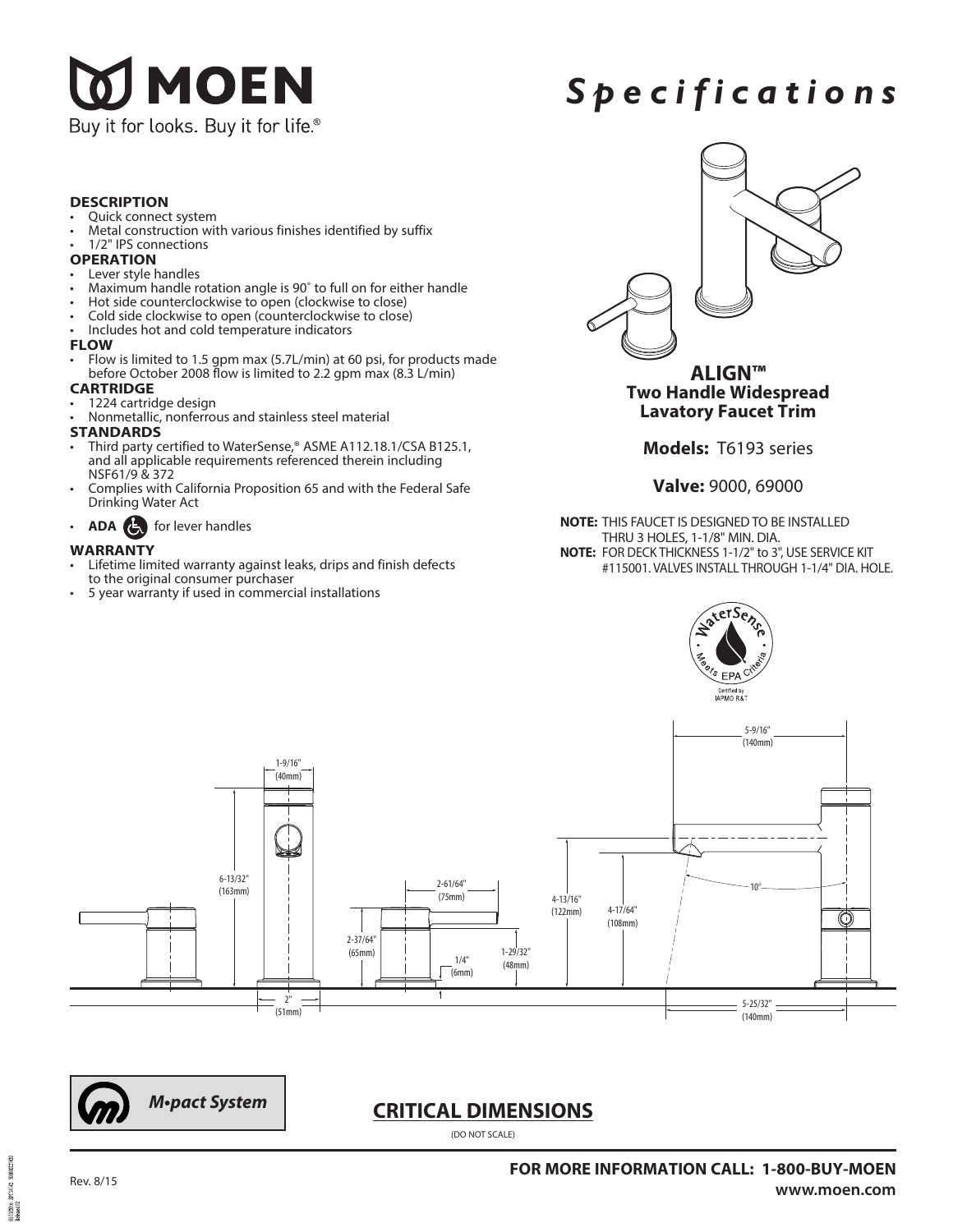# MOEN

Buy it for looks. Buy it for life.®

# Specifications

### DESCRIPTION
- Quick connect system
- Metal construction with various finishes identified by suffix
- 1/2" IPS connections

### OPERATION
- Lever style handles
- Maximum handle rotation angle is 90˚ to full on for either handle
- Hot side counterclockwise to open (clockwise to close)
- Cold side clockwise to open (counterclockwise to close)
- Includes hot and cold temperature indicators

### FLOW
- Flow is limited to 1.5 gpm max (5.7L/min) at 60 psi, for products made before October 2008 flow is limited to 2.2 gpm max (8.3 L/min)

### CARTRIDGE
- 1224 cartridge design
- Nonmetallic, nonferrous and stainless steel material

### STANDARDS
- Third party certified to WaterSense,® ASME A112.18.1/CSA B125.1, and all applicable requirements referenced therein including NSF61/9 & 372
- Complies with California Proposition 65 and with the Federal Safe Drinking Water Act
- **ADA** for lever handles

### WARRANTY
- Lifetime limited warranty against leaks, drips and finish defects to the original consumer purchaser
- 5 year warranty if used in commercial installations

## ALIGN™
**Two Handle Widespread Lavatory Faucet Trim**

**Models:** T6193 series

**Valve:** 9000, 69000

**NOTE:** THIS FAUCET IS DESIGNED TO BE INSTALLED THRU 3 HOLES, 1-1/8" MIN. DIA.

**NOTE:** FOR DECK THICKNESS 1-1/2" to 3", USE SERVICE KIT #115001. VALVES INSTALL THROUGH 1-1/4" DIA. HOLE.

WaterSense Meets EPA Criteria
Certified by IAPMO R&T

1-9/16" (40mm)
6-13/32" (163mm)
2" (51mm)
2-61/64" (75mm)
2-37/64" (65mm)
1/4" (6mm)
1-29/32" (48mm)
4-13/16" (122mm)
4-17/64" (108mm)
5-9/16" (140mm)
10°
5-25/32" (140mm)

M•pact System

## CRITICAL DIMENSIONS

(DO NOT SCALE)

Rev. 8/15

**FOR MORE INFORMATION CALL: 1-800-BUY-MOEN**
**www.moen.com**